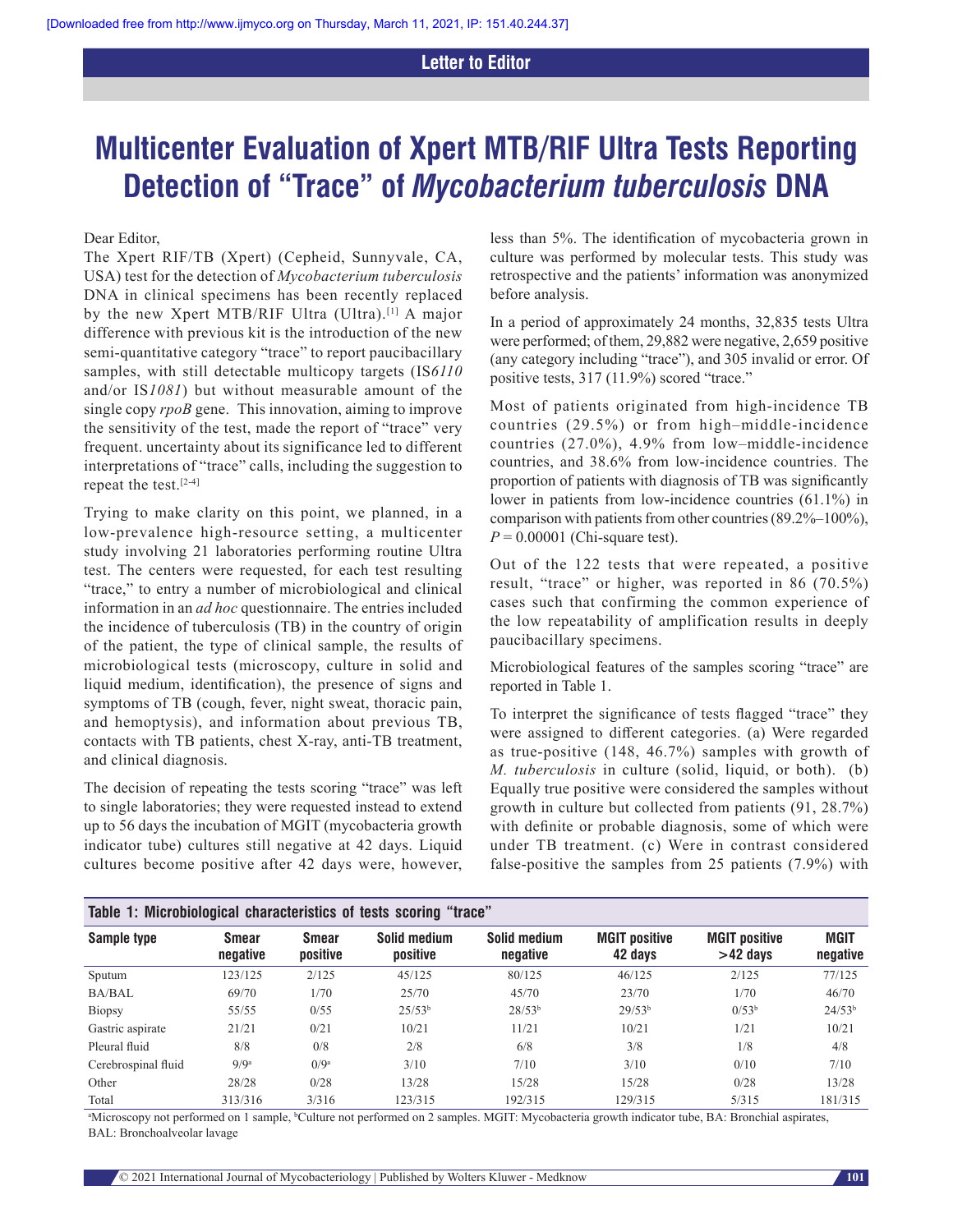Letter to Editor

# Multicenter Evaluation of Xpert MTB/RIF Ultra Tests Reporting Detection of "Trace" of *Mycobacterium tuberculosis* DNA

Dear Editor,

The Xpert RIF/TB (Xpert) (Cepheid, Sunnyvale, CA, USA) test for the detection of *Mycobacterium tuberculosis* DNA in clinical specimens has been recently replaced by the new Xpert MTB/RIF Ultra (Ultra).[1] A major difference with previous kit is the introduction of the new semi-quantitative category "trace" to report paucibacillary samples, with still detectable multicopy targets (IS*6110* and/or IS*1081*) but without measurable amount of the single copy *rpoB* gene. This innovation, aiming to improve the sensitivity of the test, made the report of "trace" very frequent. uncertainty about its significance led to different interpretations of "trace" calls, including the suggestion to repeat the test.[2-4]

Trying to make clarity on this point, we planned, in a low-prevalence high-resource setting, a multicenter study involving 21 laboratories performing routine Ultra test. The centers were requested, for each test resulting "trace," to entry a number of microbiological and clinical information in an *ad hoc* questionnaire. The entries included the incidence of tuberculosis (TB) in the country of origin of the patient, the type of clinical sample, the results of microbiological tests (microscopy, culture in solid and liquid medium, identification), the presence of signs and symptoms of TB (cough, fever, night sweat, thoracic pain, and hemoptysis), and information about previous TB, contacts with TB patients, chest X-ray, anti-TB treatment, and clinical diagnosis.

The decision of repeating the tests scoring "trace" was left to single laboratories; they were requested instead to extend up to 56 days the incubation of MGIT (mycobacteria growth indicator tube) cultures still negative at 42 days. Liquid cultures become positive after 42 days were, however, less than 5%. The identification of mycobacteria grown in culture was performed by molecular tests. This study was retrospective and the patients' information was anonymized before analysis.

In a period of approximately 24 months, 32,835 tests Ultra were performed; of them, 29,882 were negative, 2,659 positive (any category including "trace"), and 305 invalid or error. Of positive tests, 317 (11.9%) scored "trace."

Most of patients originated from high-incidence TB countries (29.5%) or from high–middle-incidence countries (27.0%), 4.9% from low–middle-incidence countries, and 38.6% from low-incidence countries. The proportion of patients with diagnosis of TB was significantly lower in patients from low-incidence countries (61.1%) in comparison with patients from other countries (89.2%–100%), $P = 0.00001$ (Chi-square test).

Out of the 122 tests that were repeated, a positive result, "trace" or higher, was reported in 86 (70.5%) cases such that confirming the common experience of the low repeatability of amplification results in deeply paucibacillary specimens.

Microbiological features of the samples scoring "trace" are reported in Table 1.

To interpret the significance of tests flagged "trace" they were assigned to different categories. (a) Were regarded as true-positive (148, 46.7%) samples with growth of *M. tuberculosis* in culture (solid, liquid, or both). (b) Equally true positive were considered the samples without growth in culture but collected from patients (91, 28.7%) with definite or probable diagnosis, some of which were under TB treatment. (c) Were in contrast considered false-positive the samples from 25 patients (7.9%) with

**Table 1: Microbiological characteristics of tests scoring "trace"**

| Sample type | Smear negative | Smear positive | Solid medium positive | Solid medium negative | MGIT positive 42 days | MGIT positive >42 days | MGIT negative |
|---|---|---|---|---|---|---|---|
| Sputum | 123/125 | 2/125 | 45/125 | 80/125 | 46/125 | 2/125 | 77/125 |
| BA/BAL | 69/70 | 1/70 | 25/70 | 45/70 | 23/70 | 1/70 | 46/70 |
| Biopsy | 55/55 | 0/55 | 25/53[b] | 28/53[b] | 29/53[b] | 0/53[b] | 24/53[b] |
| Gastric aspirate | 21/21 | 0/21 | 10/21 | 11/21 | 10/21 | 1/21 | 10/21 |
| Pleural fluid | 8/8 | 0/8 | 2/8 | 6/8 | 3/8 | 1/8 | 4/8 |
| Cerebrospinal fluid | 9/9[a] | 0/9[a] | 3/10 | 7/10 | 3/10 | 0/10 | 7/10 |
| Other | 28/28 | 0/28 | 13/28 | 15/28 | 15/28 | 0/28 | 13/28 |
| Total | 313/316 | 3/316 | 123/315 | 192/315 | 129/315 | 5/315 | 181/315 |

[a]Microscopy not performed on 1 sample, [b]Culture not performed on 2 samples. MGIT: Mycobacteria growth indicator tube, BA: Bronchial aspirates, BAL: Bronchoalveolar lavage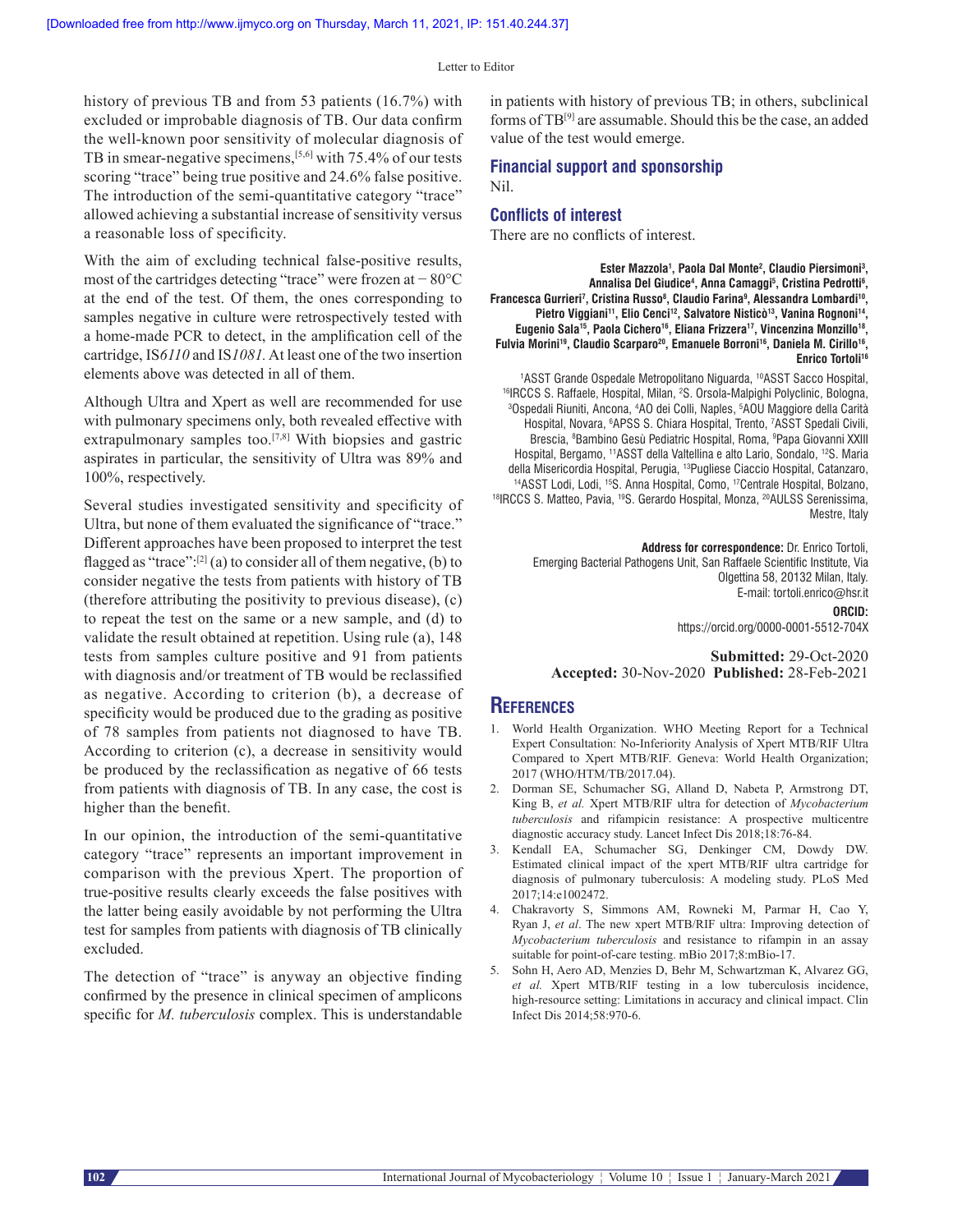history of previous TB and from 53 patients (16.7%) with excluded or improbable diagnosis of TB. Our data confirm the well-known poor sensitivity of molecular diagnosis of TB in smear-negative specimens,[5,6] with 75.4% of our tests scoring "trace" being true positive and 24.6% false positive. The introduction of the semi-quantitative category "trace" allowed achieving a substantial increase of sensitivity versus a reasonable loss of specificity.

With the aim of excluding technical false-positive results, most of the cartridges detecting "trace" were frozen at − 80°C at the end of the test. Of them, the ones corresponding to samples negative in culture were retrospectively tested with a home-made PCR to detect, in the amplification cell of the cartridge, IS*6110* and IS*1081*. At least one of the two insertion elements above was detected in all of them.

Although Ultra and Xpert as well are recommended for use with pulmonary specimens only, both revealed effective with extrapulmonary samples too.[7,8] With biopsies and gastric aspirates in particular, the sensitivity of Ultra was 89% and 100%, respectively.

Several studies investigated sensitivity and specificity of Ultra, but none of them evaluated the significance of "trace." Different approaches have been proposed to interpret the test flagged as "trace":[2] (a) to consider all of them negative, (b) to consider negative the tests from patients with history of TB (therefore attributing the positivity to previous disease), (c) to repeat the test on the same or a new sample, and (d) to validate the result obtained at repetition. Using rule (a), 148 tests from samples culture positive and 91 from patients with diagnosis and/or treatment of TB would be reclassified as negative. According to criterion (b), a decrease of specificity would be produced due to the grading as positive of 78 samples from patients not diagnosed to have TB. According to criterion (c), a decrease in sensitivity would be produced by the reclassification as negative of 66 tests from patients with diagnosis of TB. In any case, the cost is higher than the benefit.

In our opinion, the introduction of the semi-quantitative category "trace" represents an important improvement in comparison with the previous Xpert. The proportion of true-positive results clearly exceeds the false positives with the latter being easily avoidable by not performing the Ultra test for samples from patients with diagnosis of TB clinically excluded.

The detection of "trace" is anyway an objective finding confirmed by the presence in clinical specimen of amplicons specific for *M. tuberculosis* complex. This is understandable in patients with history of previous TB; in others, subclinical forms of TB[9] are assumable. Should this be the case, an added value of the test would emerge.

## Financial support and sponsorship

Nil.

## Conflicts of interest

There are no conflicts of interest.

**Ester Mazzola[1], Paola Dal Monte[2], Claudio Piersimoni[3], Annalisa Del Giudice[4], Anna Camaggi[5], Cristina Pedrotti[6], Francesca Gurrieri[7], Cristina Russo[8], Claudio Farina[9], Alessandra Lombardi[10], Pietro Viggiani[11], Elio Cenci[12], Salvatore Nisticò[13], Vanina Rognoni[14], Eugenio Sala[15], Paola Cichero[16], Eliana Frizzera[17], Vincenzina Monzillo[18], Fulvia Morini[19], Claudio Scarparo[20], Emanuele Borroni[16], Daniela M. Cirillo[16], Enrico Tortoli[16]**

[1]ASST Grande Ospedale Metropolitano Niguarda, [10]ASST Sacco Hospital, [16]IRCCS S. Raffaele, Hospital, Milan, [2]S. Orsola-Malpighi Polyclinic, Bologna, [3]Ospedali Riuniti, Ancona, [4]AO dei Colli, Naples, [5]AOU Maggiore della Carità Hospital, Novara, [6]APSS S. Chiara Hospital, Trento, [7]ASST Spedali Civili, Brescia, [8]Bambino Gesù Pediatric Hospital, Roma, [9]Papa Giovanni XXIII Hospital, Bergamo, [11]ASST della Valtellina e alto Lario, Sondalo, [12]S. Maria della Misericordia Hospital, Perugia, [13]Pugliese Ciaccio Hospital, Catanzaro, [14]ASST Lodi, Lodi, [15]S. Anna Hospital, Como, [17]Centrale Hospital, Bolzano, [18]IRCCS S. Matteo, Pavia, [19]S. Gerardo Hospital, Monza, [20]AULSS Serenissima, Mestre, Italy

**Address for correspondence:** Dr. Enrico Tortoli, Emerging Bacterial Pathogens Unit, San Raffaele Scientific Institute, Via Olgettina 58, 20132 Milan, Italy.
E-mail: tortoli.enrico@hsr.it

**ORCID:**
https://orcid.org/0000-0001-5512-704X

**Submitted:** 29-Oct-2020 **Accepted:** 30-Nov-2020 **Published:** 28-Feb-2021

## References

1. World Health Organization. WHO Meeting Report for a Technical Expert Consultation: No-Inferiority Analysis of Xpert MTB/RIF Ultra Compared to Xpert MTB/RIF. Geneva: World Health Organization; 2017 (WHO/HTM/TB/2017.04).
2. Dorman SE, Schumacher SG, Alland D, Nabeta P, Armstrong DT, King B, *et al.* Xpert MTB/RIF ultra for detection of *Mycobacterium tuberculosis* and rifampicin resistance: A prospective multicentre diagnostic accuracy study. Lancet Infect Dis 2018;18:76-84.
3. Kendall EA, Schumacher SG, Denkinger CM, Dowdy DW. Estimated clinical impact of the xpert MTB/RIF ultra cartridge for diagnosis of pulmonary tuberculosis: A modeling study. PLoS Med 2017;14:e1002472.
4. Chakravorty S, Simmons AM, Rowneki M, Parmar H, Cao Y, Ryan J, *et al*. The new xpert MTB/RIF ultra: Improving detection of *Mycobacterium tuberculosis* and resistance to rifampin in an assay suitable for point-of-care testing. mBio 2017;8:mBio-17.
5. Sohn H, Aero AD, Menzies D, Behr M, Schwartzman K, Alvarez GG, *et al.* Xpert MTB/RIF testing in a low tuberculosis incidence, high-resource setting: Limitations in accuracy and clinical impact. Clin Infect Dis 2014;58:970-6.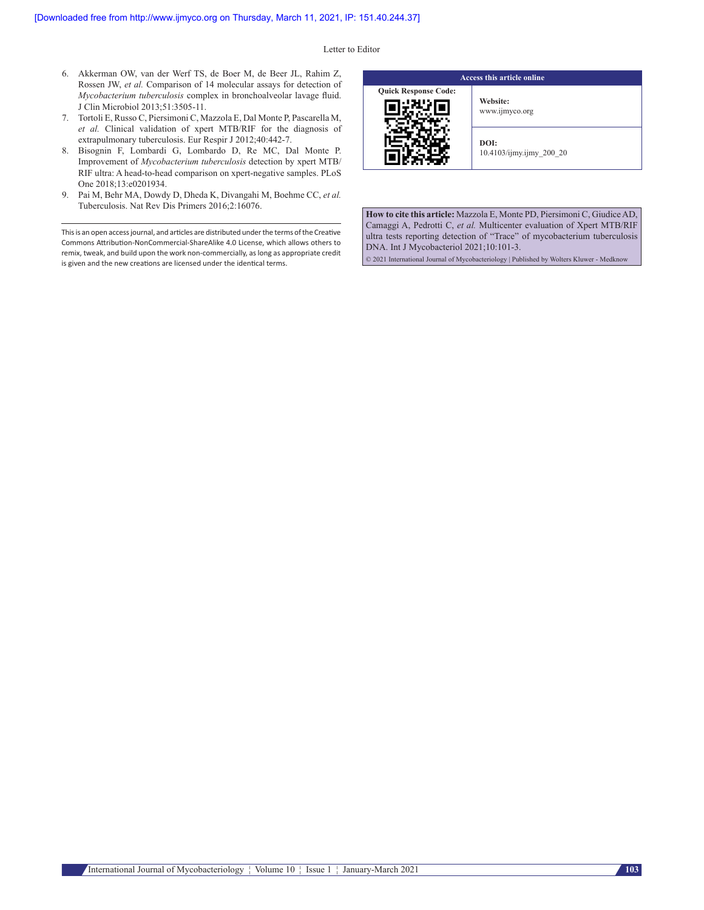6. Akkerman OW, van der Werf TS, de Boer M, de Beer JL, Rahim Z, Rossen JW, *et al.* Comparison of 14 molecular assays for detection of *Mycobacterium tuberculosis* complex in bronchoalveolar lavage fluid. J Clin Microbiol 2013;51:3505-11.
7. Tortoli E, Russo C, Piersimoni C, Mazzola E, Dal Monte P, Pascarella M, *et al.* Clinical validation of xpert MTB/RIF for the diagnosis of extrapulmonary tuberculosis. Eur Respir J 2012;40:442-7.
8. Bisognin F, Lombardi G, Lombardo D, Re MC, Dal Monte P. Improvement of *Mycobacterium tuberculosis* detection by xpert MTB/RIF ultra: A head-to-head comparison on xpert-negative samples. PLoS One 2018;13:e0201934.
9. Pai M, Behr MA, Dowdy D, Dheda K, Divangahi M, Boehme CC, *et al.* Tuberculosis. Nat Rev Dis Primers 2016;2:16076.

This is an open access journal, and articles are distributed under the terms of the Creative Commons Attribution-NonCommercial-ShareAlike 4.0 License, which allows others to remix, tweak, and build upon the work non-commercially, as long as appropriate credit is given and the new creations are licensed under the identical terms.

| Access this article online | |
| --- | --- |
| Quick Response Code: | **Website:** www.ijmyco.org |
| | **DOI:** 10.4103/ijmy.ijmy_200_20 |

**How to cite this article:** Mazzola E, Monte PD, Piersimoni C, Giudice AD, Camaggi A, Pedrotti C, *et al.* Multicenter evaluation of Xpert MTB/RIF ultra tests reporting detection of "Trace" of mycobacterium tuberculosis DNA. Int J Mycobacteriol 2021;10:101-3.

© 2021 International Journal of Mycobacteriology | Published by Wolters Kluwer - Medknow